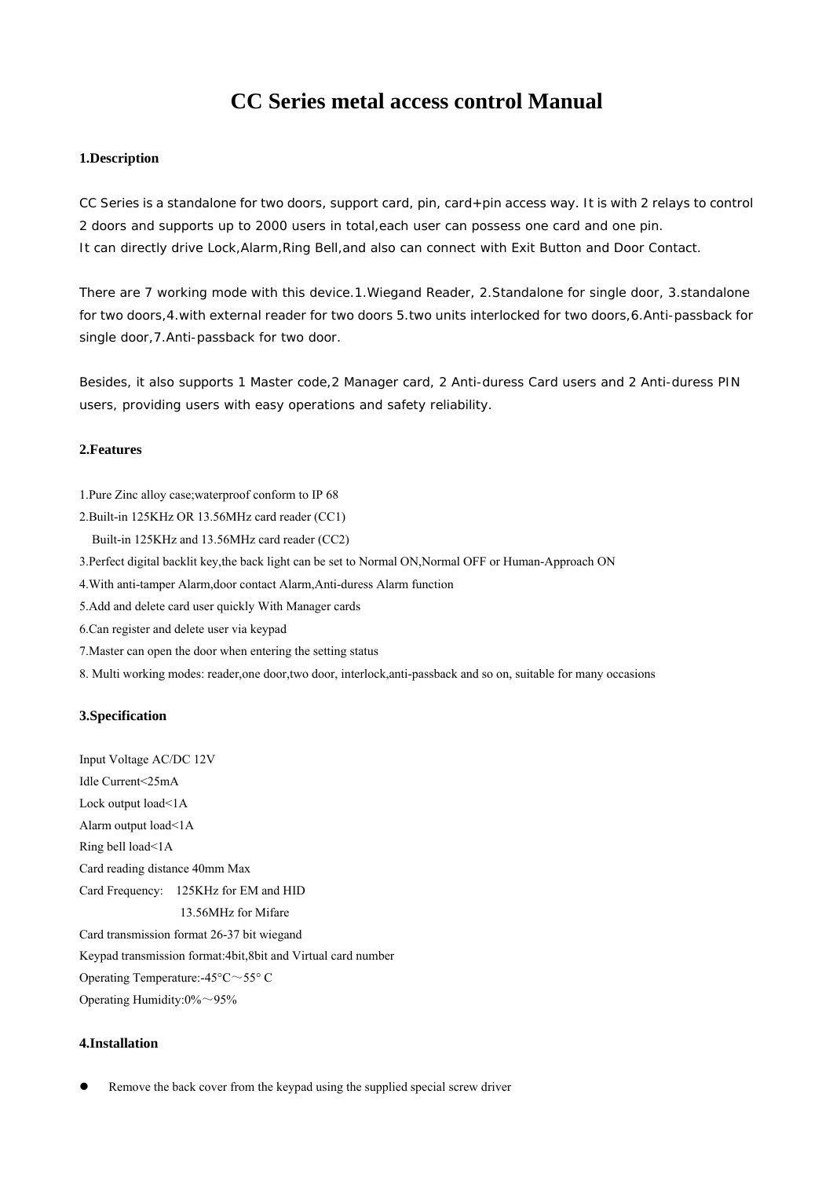# CC Series metal access control Manual

## 1.Description

CC Series is a standalone for two doors, support card, pin, card+pin access way. It is with 2 relays to control 2 doors and supports up to 2000 users in total,each user can possess one card and one pin.
It can directly drive Lock,Alarm,Ring Bell,and also can connect with Exit Button and Door Contact.

There are 7 working mode with this device.1.Wiegand Reader, 2.Standalone for single door, 3.standalone for two doors,4.with external reader for two doors 5.two units interlocked for two doors,6.Anti-passback for single door,7.Anti-passback for two door.

Besides, it also supports 1 Master code,2 Manager card, 2 Anti-duress Card users and 2 Anti-duress PIN users, providing users with easy operations and safety reliability.

## 2.Features

1.Pure Zinc alloy case;waterproof conform to IP 68
2.Built-in 125KHz OR 13.56MHz card reader (CC1)
  Built-in 125KHz and 13.56MHz card reader (CC2)
3.Perfect digital backlit key,the back light can be set to Normal ON,Normal OFF or Human-Approach ON
4.With anti-tamper Alarm,door contact Alarm,Anti-duress Alarm function
5.Add and delete card user quickly With Manager cards
6.Can register and delete user via keypad
7.Master can open the door when entering the setting status
8. Multi working modes: reader,one door,two door, interlock,anti-passback and so on, suitable for many occasions

## 3.Specification

Input Voltage AC/DC 12V
Idle Current<25mA
Lock output load<1A
Alarm output load<1A
Ring bell load<1A
Card reading distance 40mm Max
Card Frequency: 125KHz for EM and HID
                13.56MHz for Mifare
Card transmission format 26-37 bit wiegand
Keypad transmission format:4bit,8bit and Virtual card number
Operating Temperature:-45°C～55° C
Operating Humidity:0%～95%

## 4.Installation

- Remove the back cover from the keypad using the supplied special screw driver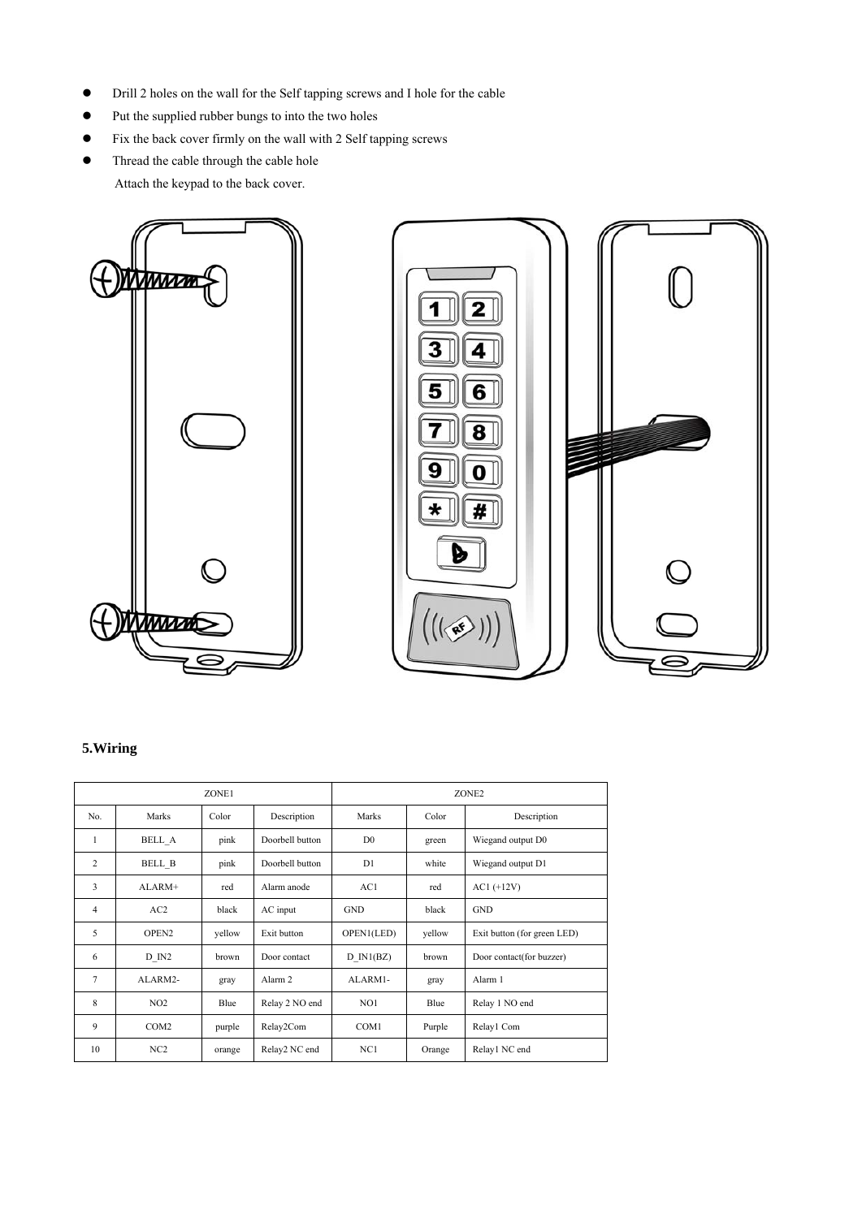- Drill 2 holes on the wall for the Self tapping screws and I hole for the cable
- Put the supplied rubber bungs to into the two holes
- Fix the back cover firmly on the wall with 2 Self tapping screws
- Thread the cable through the cable hole

  Attach the keypad to the back cover.

## 5.Wiring

| ZONE1 | | | | ZONE2 | | |
|---|---|---|---|---|---|---|
| No. | Marks | Color | Description | Marks | Color | Description |
| 1 | BELL_A | pink | Doorbell button | D0 | green | Wiegand output D0 |
| 2 | BELL_B | pink | Doorbell button | D1 | white | Wiegand output D1 |
| 3 | ALARM+ | red | Alarm anode | AC1 | red | AC1 (+12V) |
| 4 | AC2 | black | AC input | GND | black | GND |
| 5 | OPEN2 | yellow | Exit button | OPEN1(LED) | yellow | Exit button (for green LED) |
| 6 | D_IN2 | brown | Door contact | D_IN1(BZ) | brown | Door contact(for buzzer) |
| 7 | ALARM2- | gray | Alarm 2 | ALARM1- | gray | Alarm 1 |
| 8 | NO2 | Blue | Relay 2 NO end | NO1 | Blue | Relay 1 NO end |
| 9 | COM2 | purple | Relay2Com | COM1 | Purple | Relay1 Com |
| 10 | NC2 | orange | Relay2 NC end | NC1 | Orange | Relay1 NC end |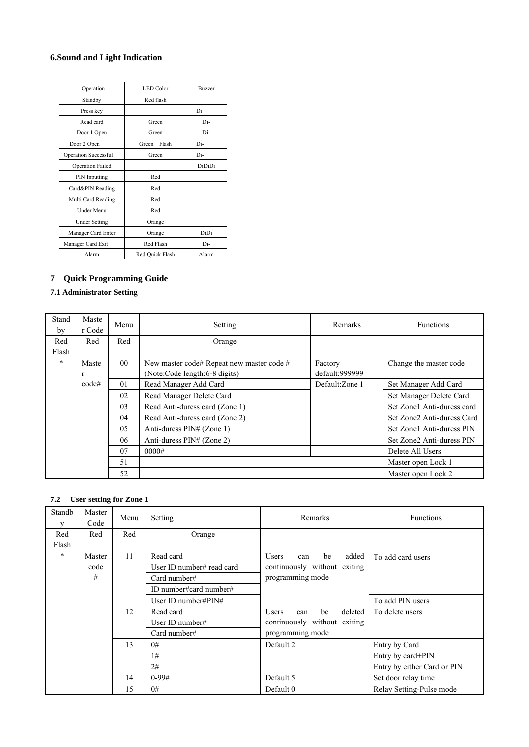## 6.Sound and Light Indication

| Operation | LED Color | Buzzer |
|---|---|---|
| Standby | Red flash | |
| Press key | | Di |
| Read card | Green | Di- |
| Door 1 Open | Green | Di- |
| Door 2 Open | Green Flash | Di- |
| Operation Successful | Green | Di- |
| Operation Failed | | DiDiDi |
| PIN Inputting | Red | |
| Card&PIN Reading | Red | |
| Multi Card Reading | Red | |
| Under Menu | Red | |
| Under Setting | Orange | |
| Manager Card Enter | Orange | DiDi |
| Manager Card Exit | Red Flash | Di- |
| Alarm | Red Quick Flash | Alarm |

## 7 Quick Programming Guide

### 7.1 Administrator Setting

| Standby | Master Code | Menu | Setting | Remarks | Functions |
|---|---|---|---|---|---|
| Red Flash | Red | Red | Orange | | |
| * | Master code# | 00 | New master code# Repeat new master code # (Note:Code length:6-8 digits) | Factory default:999999 | Change the master code |
| | | 01 | Read Manager Add Card | Default:Zone 1 | Set Manager Add Card |
| | | 02 | Read Manager Delete Card | | Set Manager Delete Card |
| | | 03 | Read Anti-duress card (Zone 1) | | Set Zone1 Anti-duress card |
| | | 04 | Read Anti-duress card (Zone 2) | | Set Zone2 Anti-duress Card |
| | | 05 | Anti-duress PIN# (Zone 1) | | Set Zone1 Anti-duress PIN |
| | | 06 | Anti-duress PIN# (Zone 2) | | Set Zone2 Anti-duress PIN |
| | | 07 | 0000# | | Delete All Users |
| | | 51 | | | Master open Lock 1 |
| | | 52 | | | Master open Lock 2 |

### 7.2 User setting for Zone 1

| Standby | Master Code | Menu | Setting | Remarks | Functions |
|---|---|---|---|---|---|
| Red Flash | Red | Red | Orange | | |
| * | Master code # | 11 | Read card | Users can be added continuously without exiting programming mode | To add card users |
| | | | User ID number# read card | | |
| | | | Card number# | | |
| | | | ID number#card number# | | |
| | | | User ID number#PIN# | | To add PIN users |
| | | 12 | Read card | Users can be deleted continuously without exiting programming mode | To delete users |
| | | | User ID number# | | |
| | | | Card number# | | |
| | | 13 | 0# | Default 2 | Entry by Card |
| | | | 1# | | Entry by card+PIN |
| | | | 2# | | Entry by either Card or PIN |
| | | 14 | 0-99# | Default 5 | Set door relay time |
| | | 15 | 0# | Default 0 | Relay Setting-Pulse mode |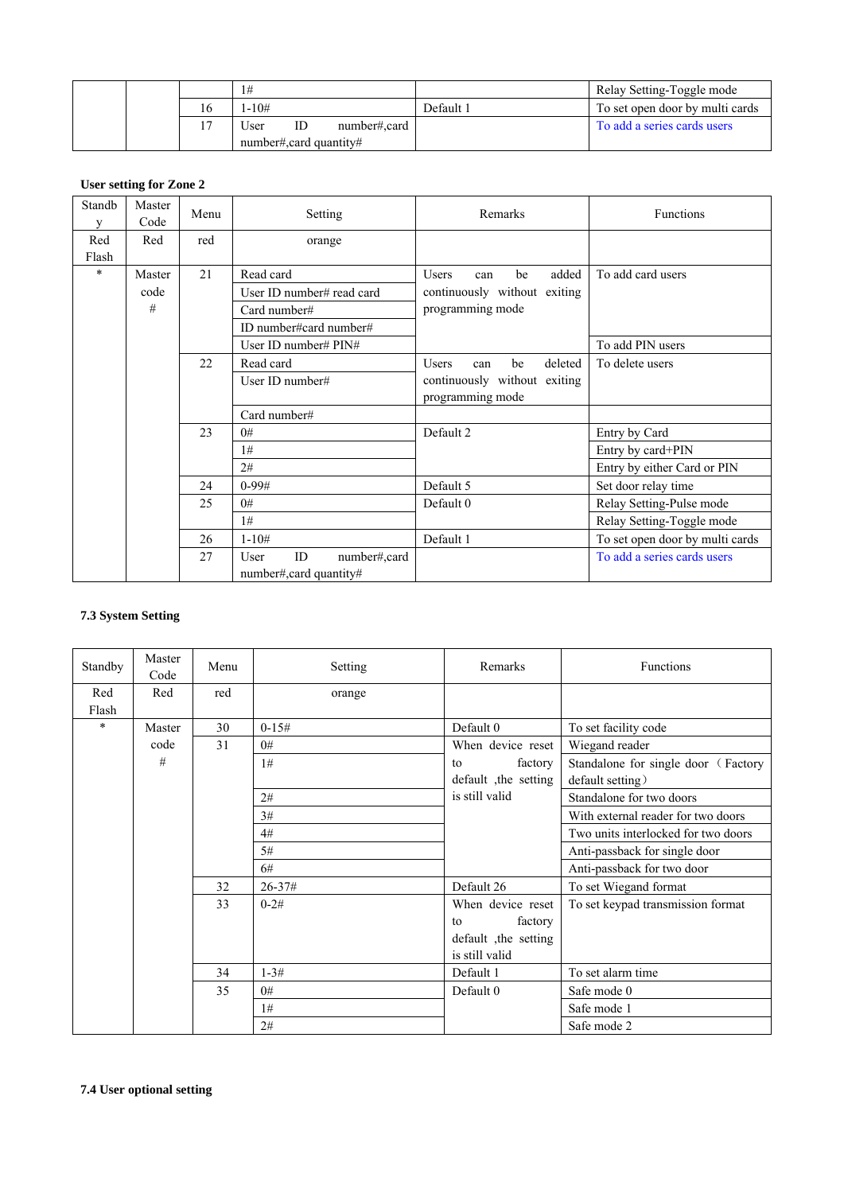| | | | 1# | | Relay Setting-Toggle mode |
|---|---|---|---|---|---|
| | | 16 | 1-10# | Default 1 | To set open door by multi cards |
| | | 17 | User ID number#,card number#,card quantity# | | To add a series cards users |

**User setting for Zone 2**

| Standby | Master Code | Menu | Setting | Remarks | Functions |
|---|---|---|---|---|---|
| Red Flash | Red | red | orange | | |
| * | Master code # | 21 | Read card | Users can be added continuously without exiting programming mode | To add card users |
| | | | User ID number# read card | | |
| | | | Card number# | | |
| | | | ID number#card number# | | |
| | | | User ID number# PIN# | | To add PIN users |
| | | 22 | Read card | Users can be deleted continuously without exiting programming mode | To delete users |
| | | | User ID number# | | |
| | | | Card number# | | |
| | | 23 | 0# | Default 2 | Entry by Card |
| | | | 1# | | Entry by card+PIN |
| | | | 2# | | Entry by either Card or PIN |
| | | 24 | 0-99# | Default 5 | Set door relay time |
| | | 25 | 0# | Default 0 | Relay Setting-Pulse mode |
| | | | 1# | | Relay Setting-Toggle mode |
| | | 26 | 1-10# | Default 1 | To set open door by multi cards |
| | | 27 | User ID number#,card number#,card quantity# | | To add a series cards users |

**7.3 System Setting**

| Standby | Master Code | Menu | Setting | Remarks | Functions |
|---|---|---|---|---|---|
| Red Flash | Red | red | orange | | |
| * | Master code # | 30 | 0-15# | Default 0 | To set facility code |
| | | 31 | 0# | When device reset to factory default ,the setting is still valid | Wiegand reader |
| | | | 1# | | Standalone for single door（Factory default setting） |
| | | | 2# | | Standalone for two doors |
| | | | 3# | | With external reader for two doors |
| | | | 4# | | Two units interlocked for two doors |
| | | | 5# | | Anti-passback for single door |
| | | | 6# | | Anti-passback for two door |
| | | 32 | 26-37# | Default 26 | To set Wiegand format |
| | | 33 | 0-2# | When device reset to factory default ,the setting is still valid | To set keypad transmission format |
| | | 34 | 1-3# | Default 1 | To set alarm time |
| | | 35 | 0# | Default 0 | Safe mode 0 |
| | | | 1# | | Safe mode 1 |
| | | | 2# | | Safe mode 2 |

**7.4 User optional setting**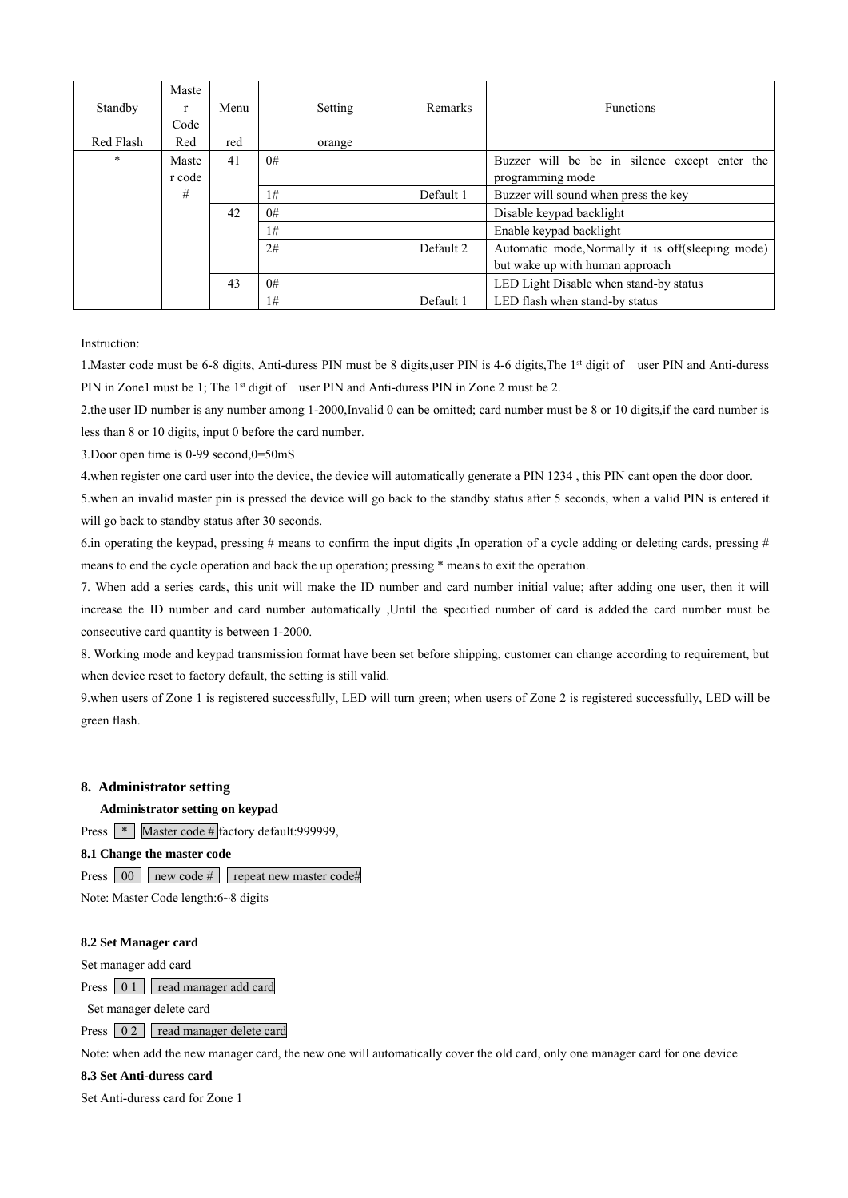| Standby | Master Code | Menu | Setting | Remarks | Functions |
|---|---|---|---|---|---|
| Red Flash | Red | red | orange | | |
| * | Master code # | 41 | 0# | | Buzzer will be be in silence except enter the programming mode |
| | | | 1# | Default 1 | Buzzer will sound when press the key |
| | | 42 | 0# | | Disable keypad backlight |
| | | | 1# | | Enable keypad backlight |
| | | | 2# | Default 2 | Automatic mode,Normally it is off(sleeping mode) but wake up with human approach |
| | | 43 | 0# | | LED Light Disable when stand-by status |
| | | | 1# | Default 1 | LED flash when stand-by status |

Instruction:

1.Master code must be 6-8 digits, Anti-duress PIN must be 8 digits,user PIN is 4-6 digits,The 1st digit of user PIN and Anti-duress PIN in Zone1 must be 1; The 1st digit of user PIN and Anti-duress PIN in Zone 2 must be 2.

2.the user ID number is any number among 1-2000,Invalid 0 can be omitted; card number must be 8 or 10 digits,if the card number is less than 8 or 10 digits, input 0 before the card number.

3.Door open time is 0-99 second,0=50mS

4.when register one card user into the device, the device will automatically generate a PIN 1234 , this PIN cant open the door door.

5.when an invalid master pin is pressed the device will go back to the standby status after 5 seconds, when a valid PIN is entered it will go back to standby status after 30 seconds.

6.in operating the keypad, pressing # means to confirm the input digits ,In operation of a cycle adding or deleting cards, pressing # means to end the cycle operation and back the up operation; pressing * means to exit the operation.

7. When add a series cards, this unit will make the ID number and card number initial value; after adding one user, then it will increase the ID number and card number automatically ,Until the specified number of card is added.the card number must be consecutive card quantity is between 1-2000.

8. Working mode and keypad transmission format have been set before shipping, customer can change according to requirement, but when device reset to factory default, the setting is still valid.

9.when users of Zone 1 is registered successfully, LED will turn green; when users of Zone 2 is registered successfully, LED will be green flash.

## 8. Administrator setting

**Administrator setting on keypad**

Press `*` `Master code #` factory default:999999,

**8.1 Change the master code**

Press `00` `new code #` `repeat new master code#`

Note: Master Code length:6~8 digits

**8.2 Set Manager card**

Set manager add card

Press `0 1` `read manager add card`

Set manager delete card

Press `0 2` `read manager delete card`

Note: when add the new manager card, the new one will automatically cover the old card, only one manager card for one device

**8.3 Set Anti-duress card**

Set Anti-duress card for Zone 1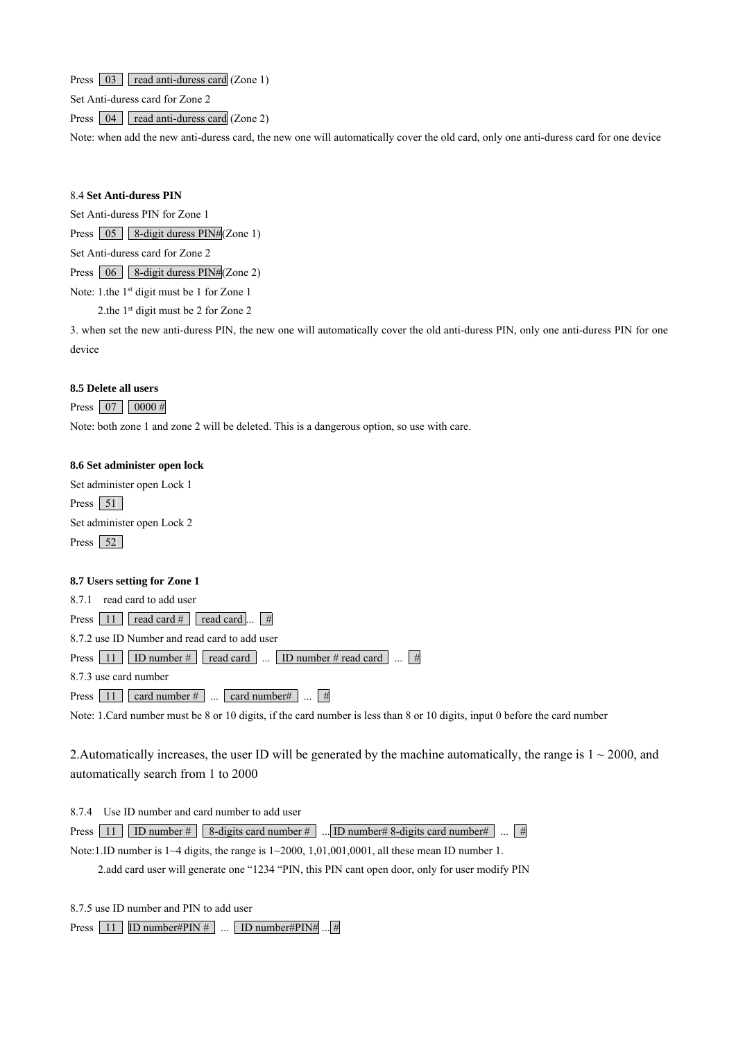Press 03 read anti-duress card (Zone 1)

Set Anti-duress card for Zone 2

Press 04 read anti-duress card (Zone 2)

Note: when add the new anti-duress card, the new one will automatically cover the old card, only one anti-duress card for one device

### 8.4 **Set Anti-duress PIN**

Set Anti-duress PIN for Zone 1

Press 05 8-digit duress PIN# (Zone 1)

Set Anti-duress card for Zone 2

Press 06 8-digit duress PIN# (Zone 2)

Note: 1.the 1st digit must be 1 for Zone 1

2.the 1st digit must be 2 for Zone 2

3. when set the new anti-duress PIN, the new one will automatically cover the old anti-duress PIN, only one anti-duress PIN for one device

### **8.5 Delete all users**

Press 07 0000 #

Note: both zone 1 and zone 2 will be deleted. This is a dangerous option, so use with care.

### **8.6 Set administer open lock**

Set administer open Lock 1

Press 51

Set administer open Lock 2

Press 52

### **8.7 Users setting for Zone 1**

8.7.1 read card to add user

Press 11 read card # read card ... #

8.7.2 use ID Number and read card to add user

Press 11 ID number # read card ... ID number # read card ... #

8.7.3 use card number

Press 11 card number # ... card number# ... #

Note: 1.Card number must be 8 or 10 digits, if the card number is less than 8 or 10 digits, input 0 before the card number

2.Automatically increases, the user ID will be generated by the machine automatically, the range is 1 ~ 2000, and automatically search from 1 to 2000

8.7.4 Use ID number and card number to add user

Press 11 ID number # 8-digits card number # ... ID number# 8-digits card number# ... #

Note:1.ID number is 1~4 digits, the range is 1~2000, 1,01,001,0001, all these mean ID number 1.

2.add card user will generate one "1234 "PIN, this PIN cant open door, only for user modify PIN

8.7.5 use ID number and PIN to add user

Press 11 ID number#PIN # ... ID number#PIN# ... #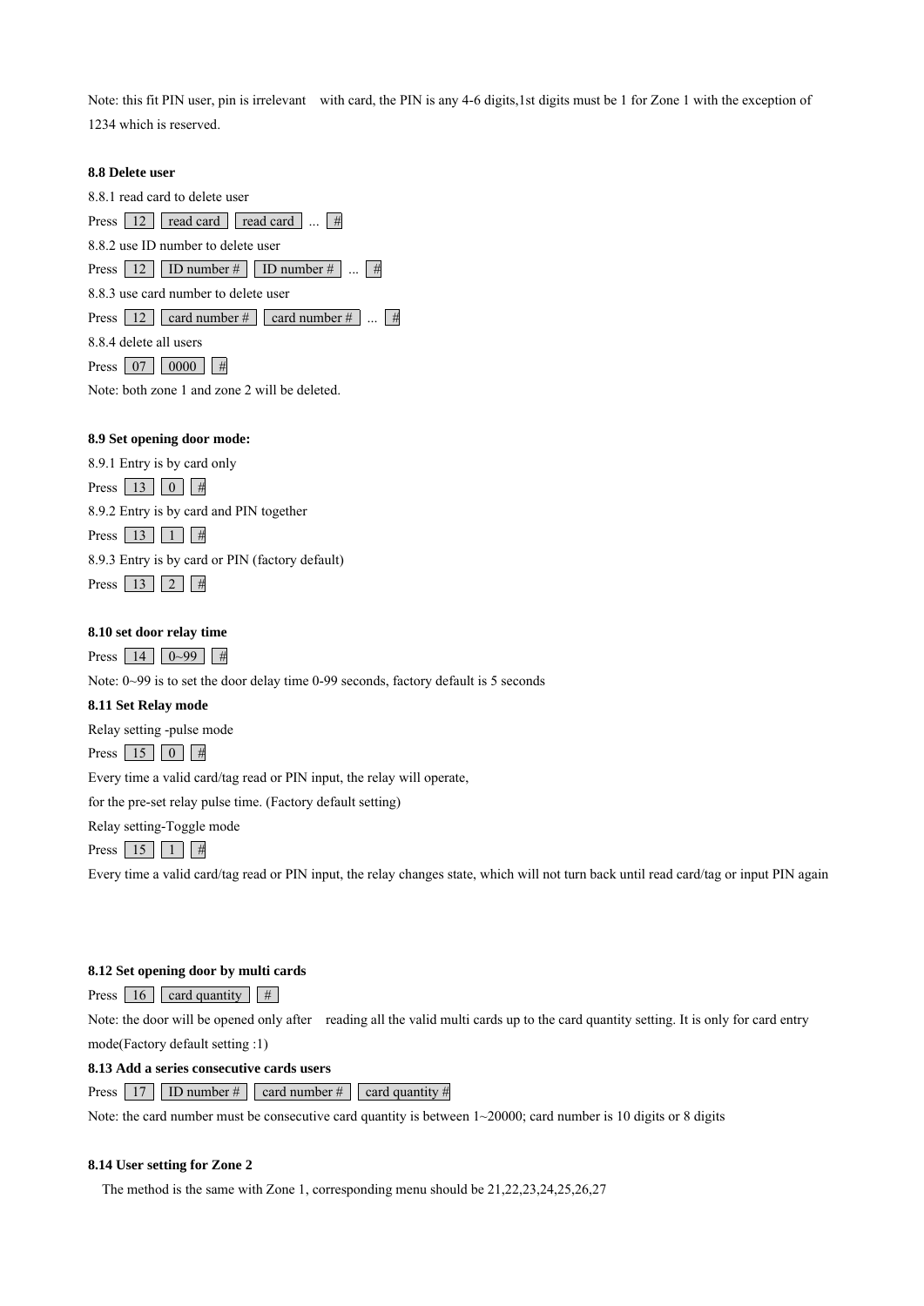Note: this fit PIN user, pin is irrelevant with card, the PIN is any 4-6 digits,1st digits must be 1 for Zone 1 with the exception of 1234 which is reserved.

**8.8 Delete user**

8.8.1 read card to delete user

Press 12 read card read card ... #

8.8.2 use ID number to delete user

Press 12 ID number # ID number # ... #

8.8.3 use card number to delete user

Press 12 card number # card number # ... #

8.8.4 delete all users

Press 07 0000 #

Note: both zone 1 and zone 2 will be deleted.

**8.9 Set opening door mode:**

8.9.1 Entry is by card only

Press 13 0 #

8.9.2 Entry is by card and PIN together

Press 13 1 #

8.9.3 Entry is by card or PIN (factory default)

Press 13 2 #

**8.10 set door relay time**

Press 14 0~99 #

Note: 0~99 is to set the door delay time 0-99 seconds, factory default is 5 seconds

**8.11 Set Relay mode**

Relay setting -pulse mode

Press 15 0 #

Every time a valid card/tag read or PIN input, the relay will operate,

for the pre-set relay pulse time. (Factory default setting)

Relay setting-Toggle mode

Press 15 1 #

Every time a valid card/tag read or PIN input, the relay changes state, which will not turn back until read card/tag or input PIN again

**8.12 Set opening door by multi cards**

Press 16 card quantity #

Note: the door will be opened only after reading all the valid multi cards up to the card quantity setting. It is only for card entry mode(Factory default setting :1)

**8.13 Add a series consecutive cards users**

Press 17 ID number # card number # card quantity #

Note: the card number must be consecutive card quantity is between 1~20000; card number is 10 digits or 8 digits

**8.14 User setting for Zone 2**

The method is the same with Zone 1, corresponding menu should be 21,22,23,24,25,26,27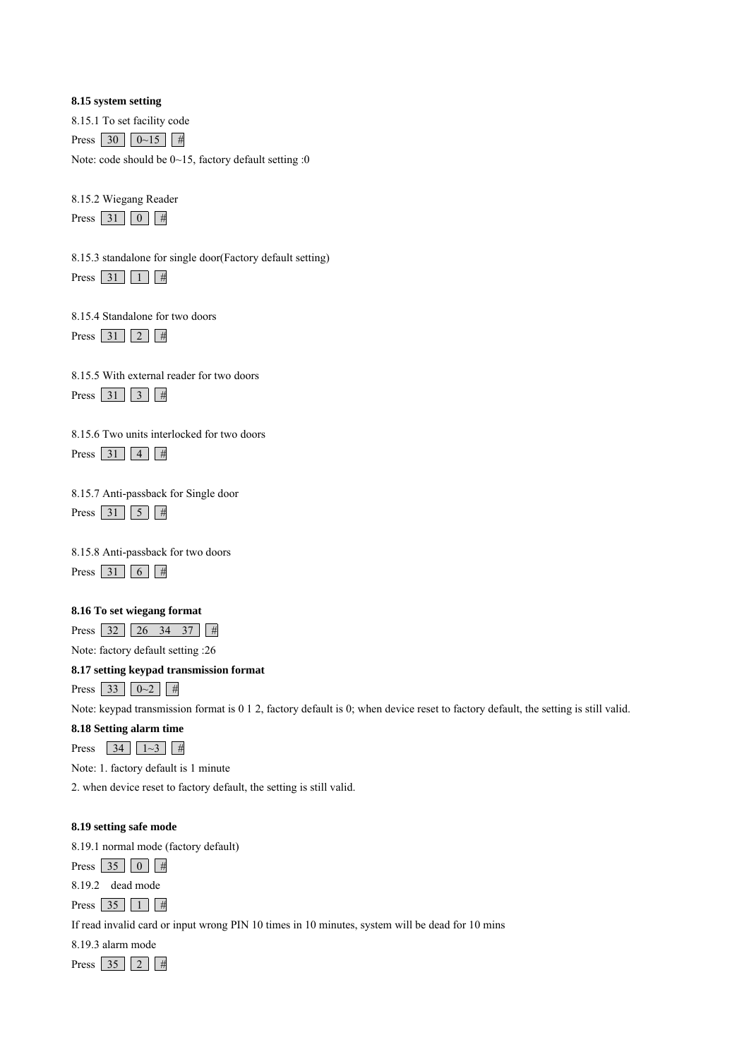**8.15 system setting**

8.15.1 To set facility code

Press 30 0~15 #

Note: code should be 0~15, factory default setting :0

8.15.2 Wiegang Reader

Press 31 0 #

8.15.3 standalone for single door(Factory default setting)

Press 31 1 #

8.15.4 Standalone for two doors

Press 31 2 #

8.15.5 With external reader for two doors

Press 31 3 #

8.15.6 Two units interlocked for two doors

Press 31 4 #

8.15.7 Anti-passback for Single door

Press 31 5 #

8.15.8 Anti-passback for two doors

Press 31 6 #

**8.16 To set wiegang format**

Press 32 26 34 37 #

Note: factory default setting :26

**8.17 setting keypad transmission format**

Press 33 0~2 #

Note: keypad transmission format is 0 1 2, factory default is 0; when device reset to factory default, the setting is still valid.

**8.18 Setting alarm time**

Press 34 1~3 #

Note: 1. factory default is 1 minute

2. when device reset to factory default, the setting is still valid.

**8.19 setting safe mode**

8.19.1 normal mode (factory default)

Press 35 0 #

8.19.2 dead mode

Press 35 1 #

If read invalid card or input wrong PIN 10 times in 10 minutes, system will be dead for 10 mins

8.19.3 alarm mode

Press 35 2 #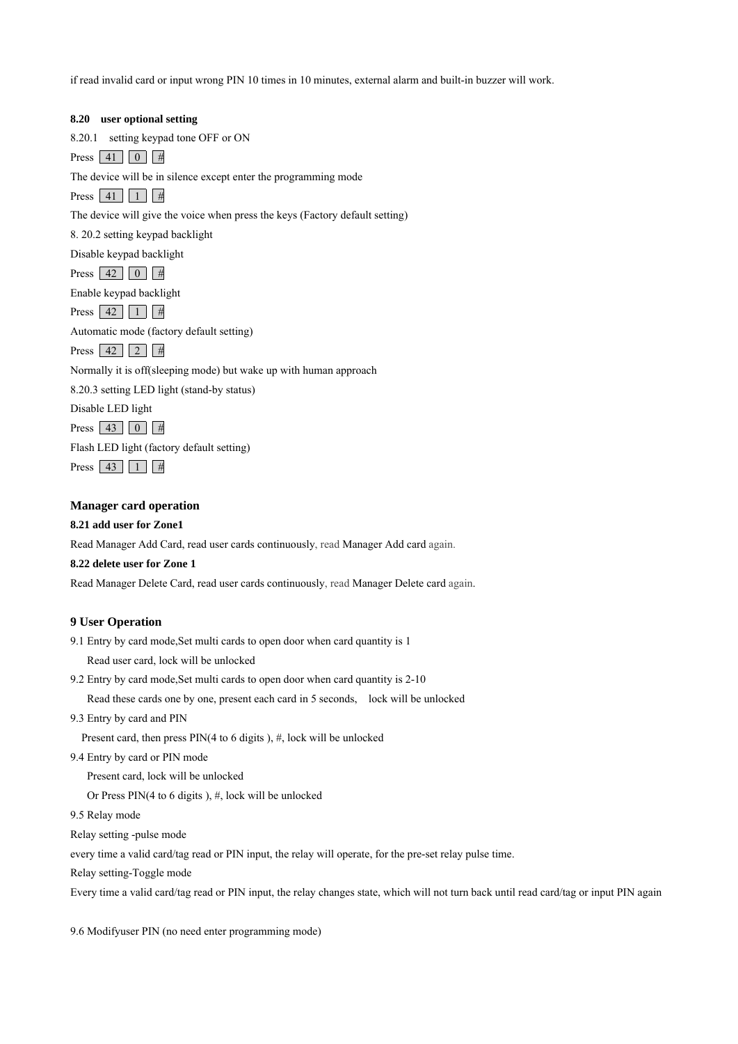if read invalid card or input wrong PIN 10 times in 10 minutes, external alarm and built-in buzzer will work.

**8.20 user optional setting**

8.20.1 setting keypad tone OFF or ON

Press 41 0 #

The device will be in silence except enter the programming mode

Press 41 1 #

The device will give the voice when press the keys (Factory default setting)

8. 20.2 setting keypad backlight

Disable keypad backlight

Press 42 0 #

Enable keypad backlight

Press 42 1 #

Automatic mode (factory default setting)

Press 42 2 #

Normally it is off(sleeping mode) but wake up with human approach

8.20.3 setting LED light (stand-by status)

Disable LED light

Press 43 0 #

Flash LED light (factory default setting)

Press 43 1 #

### Manager card operation

**8.21 add user for Zone1**

Read Manager Add Card, read user cards continuously, read Manager Add card again.

**8.22 delete user for Zone 1**

Read Manager Delete Card, read user cards continuously, read Manager Delete card again.

## 9 User Operation

9.1 Entry by card mode,Set multi cards to open door when card quantity is 1

Read user card, lock will be unlocked

9.2 Entry by card mode,Set multi cards to open door when card quantity is 2-10

Read these cards one by one, present each card in 5 seconds, lock will be unlocked

9.3 Entry by card and PIN

Present card, then press PIN(4 to 6 digits ), #, lock will be unlocked

9.4 Entry by card or PIN mode

Present card, lock will be unlocked

Or Press PIN(4 to 6 digits ), #, lock will be unlocked

9.5 Relay mode

Relay setting -pulse mode

every time a valid card/tag read or PIN input, the relay will operate, for the pre-set relay pulse time.

Relay setting-Toggle mode

Every time a valid card/tag read or PIN input, the relay changes state, which will not turn back until read card/tag or input PIN again

9.6 Modifyuser PIN (no need enter programming mode)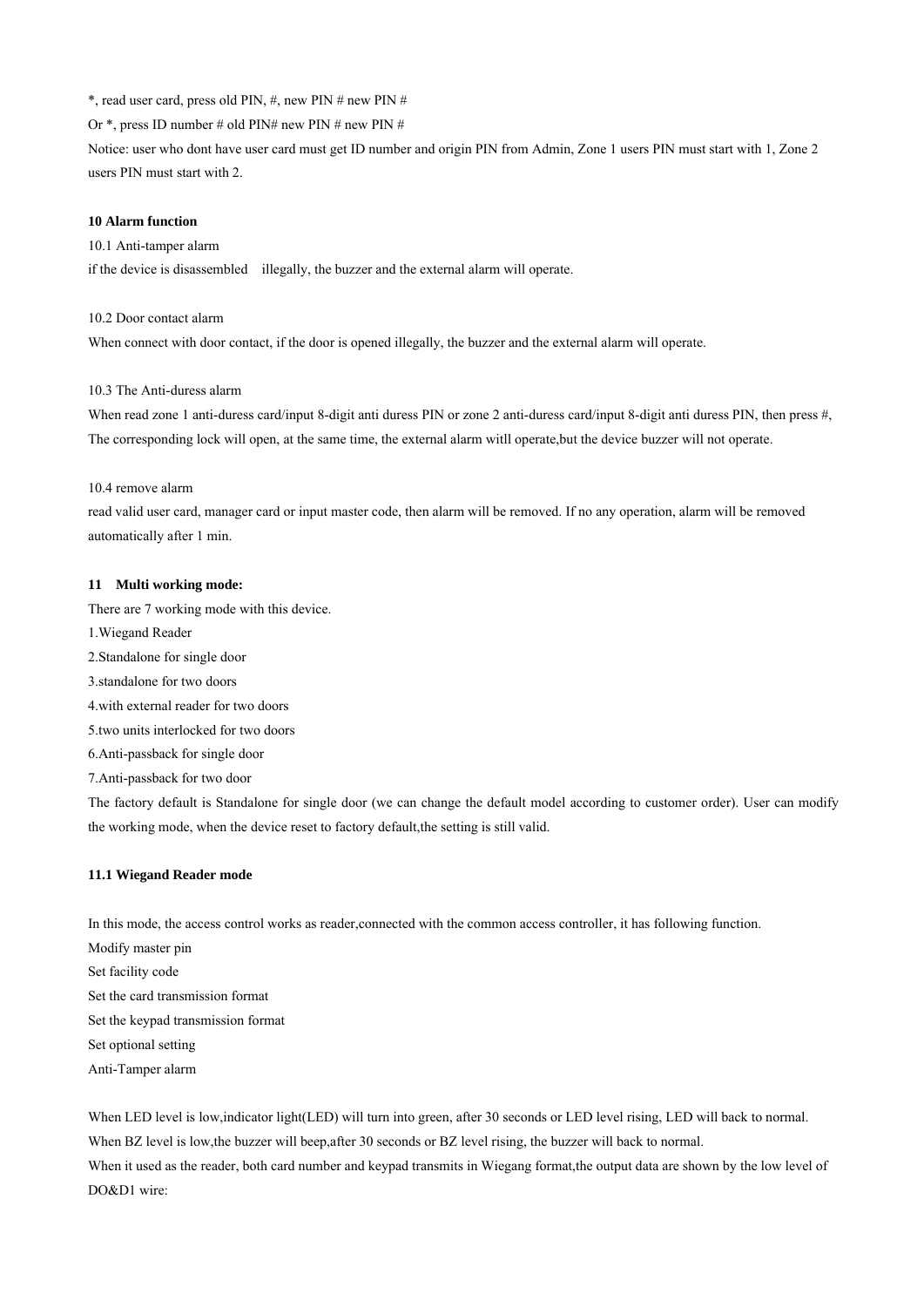*, read user card, press old PIN, #, new PIN # new PIN #

Or *, press ID number # old PIN# new PIN # new PIN #

Notice: user who dont have user card must get ID number and origin PIN from Admin, Zone 1 users PIN must start with 1, Zone 2 users PIN must start with 2.

**10 Alarm function**

10.1 Anti-tamper alarm

if the device is disassembled  illegally, the buzzer and the external alarm will operate.

10.2 Door contact alarm

When connect with door contact, if the door is opened illegally, the buzzer and the external alarm will operate.

10.3 The Anti-duress alarm

When read zone 1 anti-duress card/input 8-digit anti duress PIN or zone 2 anti-duress card/input 8-digit anti duress PIN, then press #, The corresponding lock will open, at the same time, the external alarm witll operate,but the device buzzer will not operate.

10.4 remove alarm

read valid user card, manager card or input master code, then alarm will be removed. If no any operation, alarm will be removed automatically after 1 min.

**11  Multi working mode:**

There are 7 working mode with this device.

1.Wiegand Reader

2.Standalone for single door

3.standalone for two doors

4.with external reader for two doors

5.two units interlocked for two doors

6.Anti-passback for single door

7.Anti-passback for two door

The factory default is Standalone for single door (we can change the default model according to customer order). User can modify the working mode, when the device reset to factory default,the setting is still valid.

**11.1 Wiegand Reader mode**

In this mode, the access control works as reader,connected with the common access controller, it has following function.

Modify master pin

Set facility code

Set the card transmission format

Set the keypad transmission format

Set optional setting

Anti-Tamper alarm

When LED level is low,indicator light(LED) will turn into green, after 30 seconds or LED level rising, LED will back to normal.

When BZ level is low,the buzzer will beep,after 30 seconds or BZ level rising, the buzzer will back to normal.

When it used as the reader, both card number and keypad transmits in Wiegang format,the output data are shown by the low level of DO&D1 wire: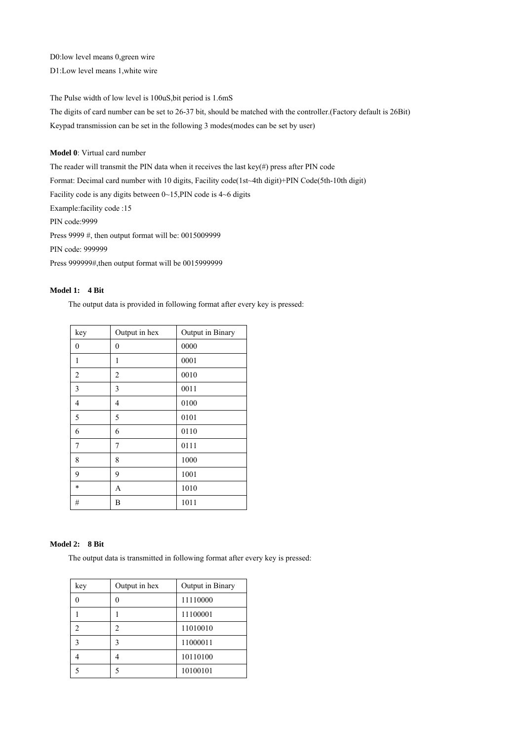D0:low level means 0,green wire

D1:Low level means 1,white wire

The Pulse width of low level is 100uS,bit period is 1.6mS

The digits of card number can be set to 26-37 bit, should be matched with the controller.(Factory default is 26Bit)

Keypad transmission can be set in the following 3 modes(modes can be set by user)

**Model 0**: Virtual card number

The reader will transmit the PIN data when it receives the last key(#) press after PIN code

Format: Decimal card number with 10 digits, Facility code(1st~4th digit)+PIN Code(5th-10th digit)

Facility code is any digits between 0~15,PIN code is 4~6 digits

Example:facility code :15

PIN code:9999

Press 9999 #, then output format will be: 0015009999

PIN code: 999999

Press 999999#,then output format will be 0015999999

**Model 1: 4 Bit**

The output data is provided in following format after every key is pressed:

| key | Output in hex | Output in Binary |
|---|---|---|
| 0 | 0 | 0000 |
| 1 | 1 | 0001 |
| 2 | 2 | 0010 |
| 3 | 3 | 0011 |
| 4 | 4 | 0100 |
| 5 | 5 | 0101 |
| 6 | 6 | 0110 |
| 7 | 7 | 0111 |
| 8 | 8 | 1000 |
| 9 | 9 | 1001 |
| * | A | 1010 |
| # | B | 1011 |

**Model 2: 8 Bit**

The output data is transmitted in following format after every key is pressed:

| key | Output in hex | Output in Binary |
|---|---|---|
| 0 | 0 | 11110000 |
| 1 | 1 | 11100001 |
| 2 | 2 | 11010010 |
| 3 | 3 | 11000011 |
| 4 | 4 | 10110100 |
| 5 | 5 | 10100101 |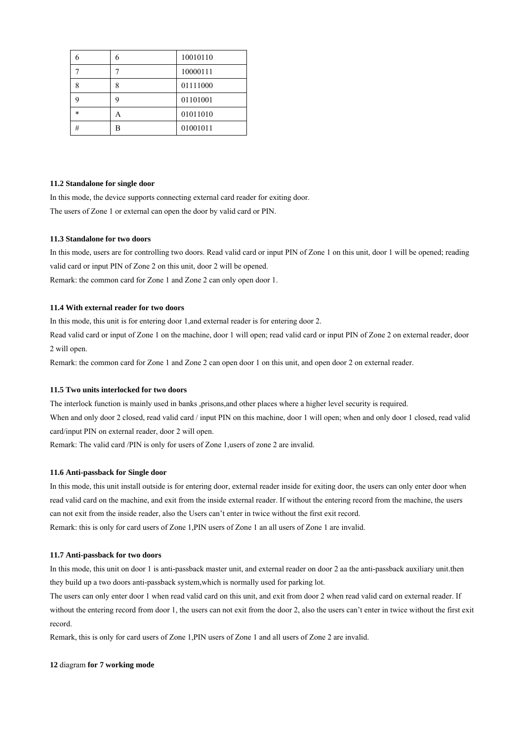| 6 | 6 | 10010110 |
| --- | --- | --- |
| 7 | 7 | 10000111 |
| 8 | 8 | 01111000 |
| 9 | 9 | 01101001 |
| * | A | 01011010 |
| # | B | 01001011 |

**11.2 Standalone for single door**

In this mode, the device supports connecting external card reader for exiting door.

The users of Zone 1 or external can open the door by valid card or PIN.

**11.3 Standalone for two doors**

In this mode, users are for controlling two doors. Read valid card or input PIN of Zone 1 on this unit, door 1 will be opened; reading valid card or input PIN of Zone 2 on this unit, door 2 will be opened.

Remark: the common card for Zone 1 and Zone 2 can only open door 1.

**11.4 With external reader for two doors**

In this mode, this unit is for entering door 1,and external reader is for entering door 2.

Read valid card or input of Zone 1 on the machine, door 1 will open; read valid card or input PIN of Zone 2 on external reader, door 2 will open.

Remark: the common card for Zone 1 and Zone 2 can open door 1 on this unit, and open door 2 on external reader.

**11.5 Two units interlocked for two doors**

The interlock function is mainly used in banks ,prisons,and other places where a higher level security is required.

When and only door 2 closed, read valid card / input PIN on this machine, door 1 will open; when and only door 1 closed, read valid card/input PIN on external reader, door 2 will open.

Remark: The valid card /PIN is only for users of Zone 1,users of zone 2 are invalid.

**11.6 Anti-passback for Single door**

In this mode, this unit install outside is for entering door, external reader inside for exiting door, the users can only enter door when read valid card on the machine, and exit from the inside external reader. If without the entering record from the machine, the users can not exit from the inside reader, also the Users can't enter in twice without the first exit record.

Remark: this is only for card users of Zone 1,PIN users of Zone 1 an all users of Zone 1 are invalid.

**11.7 Anti-passback for two doors**

In this mode, this unit on door 1 is anti-passback master unit, and external reader on door 2 aa the anti-passback auxiliary unit.then they build up a two doors anti-passback system,which is normally used for parking lot.

The users can only enter door 1 when read valid card on this unit, and exit from door 2 when read valid card on external reader. If without the entering record from door 1, the users can not exit from the door 2, also the users can't enter in twice without the first exit record.

Remark, this is only for card users of Zone 1,PIN users of Zone 1 and all users of Zone 2 are invalid.

**12** diagram **for 7 working mode**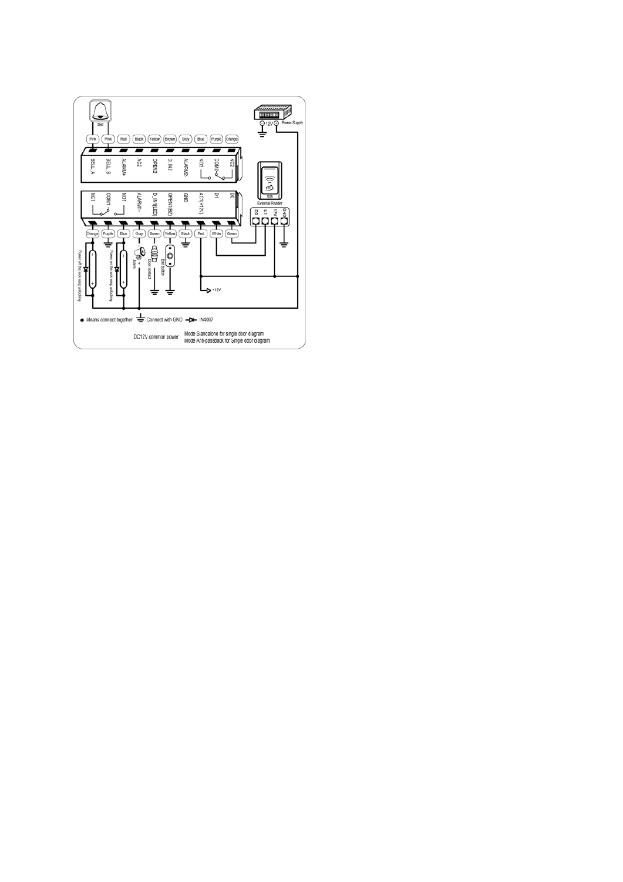Bell

| Pink | Pink | Red | Black | Yellow | Brown | Gray | Blue | Purple | Orange |
|---|---|---|---|---|---|---|---|---|---|
| BELL_A | BELL_B | ALARM+ | AC2 | OPEN2 | D_IN2 | ALARM2- | NO2 | COM2 | NC2 |

| NC1 | COM1 | NO1 | ALARM1- | D_IN1(LED) | OPEN1(BZ) | GND | AC1(+12V) | D1 | D0 |
|---|---|---|---|---|---|---|---|---|---|
| Orange | Purple | Blue | Gray | Brown | Yellow | Black | Red | White | Green |

Power Supply

12V

External Reader

D0 D1 12V GND

Power off the lock keep unlocking

Power on the lock keep unlocking

Alarm

Door contact

Exit button

+12V

● Means connect together   Connect with GND   IN4007

DC12V common power   Mode Standalone for single door diagram

Mode Anti-passback for Single door diagram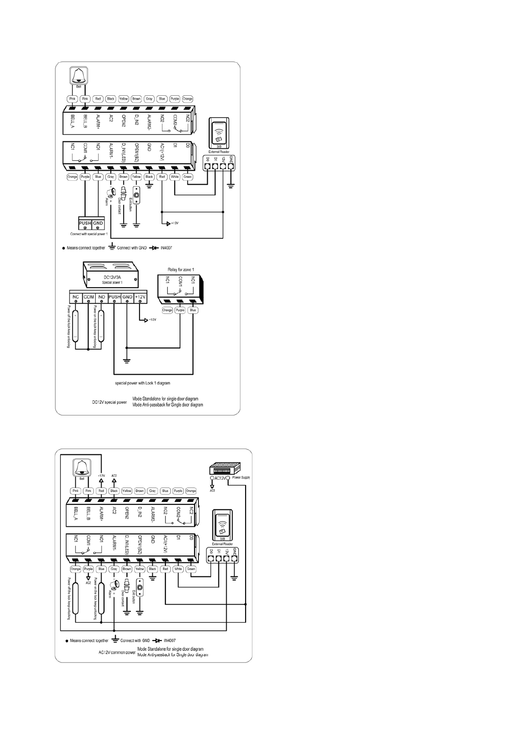Bell

| Pink | Pink | Red | Black | Yellow | Brown | Gray | Blue | Purple | Orange |
|---|---|---|---|---|---|---|---|---|---|
| BELL_A | BELL_B | ALARM+ | AC2 | OPEN2 | D_IN2 | ALARM2- | NO2 | COM2 | NC2 |

| NC1 | COM1 | NO1 | ALARM1- | D_IN1(LED) | OPEN1(BZ) | GND | AC1(+12V) | D1 | D0 |
|---|---|---|---|---|---|---|---|---|---|
| Orange | Purple | Blue | Gray | Brown | Yellow | Black | Red | White | Green |

External Reader: D0, D1, 12V, GND

Alarm, Door contact, Exit button, +12V

PUSH GND

Connect with special power 1

● Means connect together — Connect with GND — IN4007

DC12V/3A Special power 1

NC, COM, NO, PUSH, GND, +12V

Power off the lock keep unlocking

Power on the lock keep unlocking

+12V

Relay for zone 1: NC1, COM1, NO1 — Orange, Purple, Blue

special power with Lock 1 diagram

DC12V special power — Mode Standalone for single door diagram; Mode Anti-passback for Single door diagram

Bell, +12V, AC2

AC12V Power Supply, AC2

| Pink | Pink | Red | Black | Yellow | Brown | Gray | Blue | Purple | Orange |
|---|---|---|---|---|---|---|---|---|---|
| BELL_A | BELL_B | ALARM+ | AC2 | OPEN2 | D_IN2 | ALARM2- | NO2 | COM2 | NC2 |

| NC1 | COM1 | NO1 | ALARM1- | D_IN1(LED) | OPEN1(BZ) | GND | AC1(+12V) | D1 | D0 |
|---|---|---|---|---|---|---|---|---|---|
| Orange | Purple | Blue | Gray | Brown | Yellow | Black | Red | White | Green |

External Reader: D0, D1, 12V, GND

AC2, Power off the lock keep unlocking, Power on the lock keep unlocking, Alarm, Door contact, Exit button

● Means connect together — Connect with GND — IN4007

AC12V common power — Mode Standalone for single door diagram; Mode Anti-passback for Single door diagram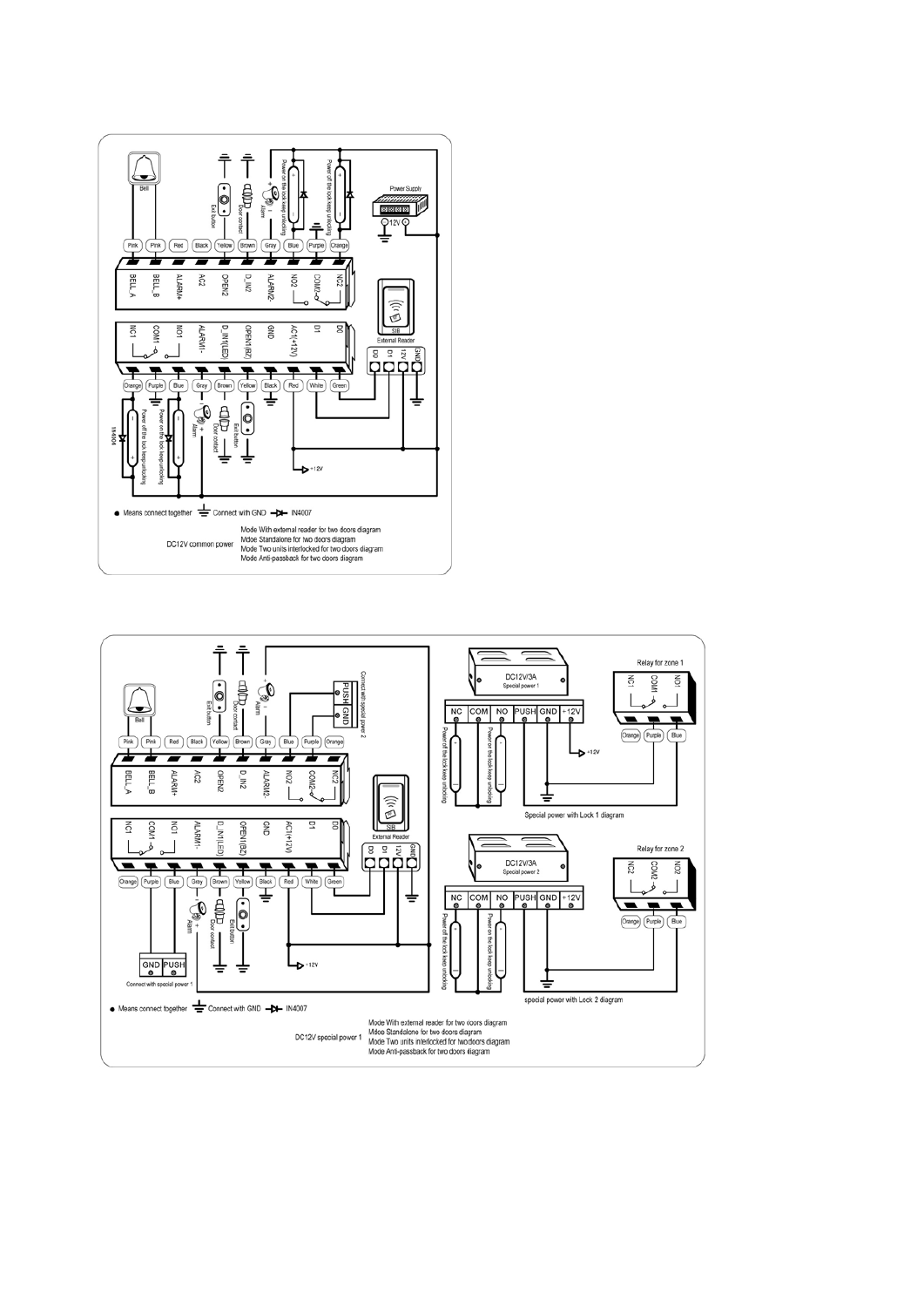● Means connect together ⏚ Connect with GND →|— IN4007

DC12V common power

Mode With external reader for two doors diagram
Mdoe Standalone for two doors diagram
Mode Two units interlocked for two doors diagram
Mode Anti-passback for two doors diagram

● Means connect together ⏚ Connect with GND →|— IN4007

DC12V special power 1

Mode With external reader for two doors diagram
Mdoe Standalone for two doors diagram
Mode Two units interlocked for twodoors diagram
Mode Anti-passback for two doors diagram

Special power with Lock 1 diagram

special power with Lock 2 diagram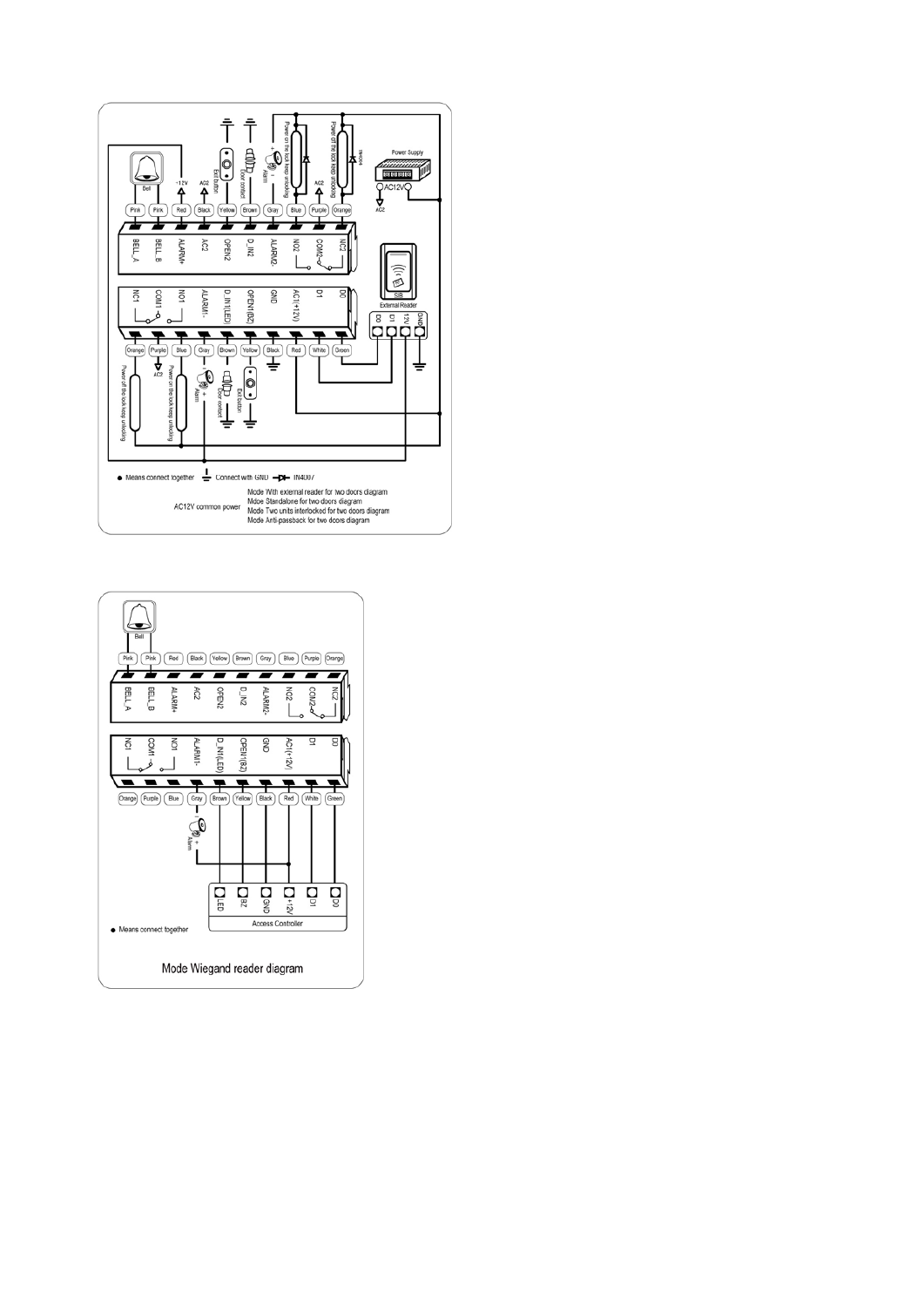● Means connect together  Connect with GND  IN4007

AC12V common power

Mode With external reader for two doors diagram
Mdoe Standalone for two doors diagram
Mode Two units interlocked for two doors diagram
Mode Anti-passback for two doors diagram

● Means connect together

Mode Wiegand reader diagram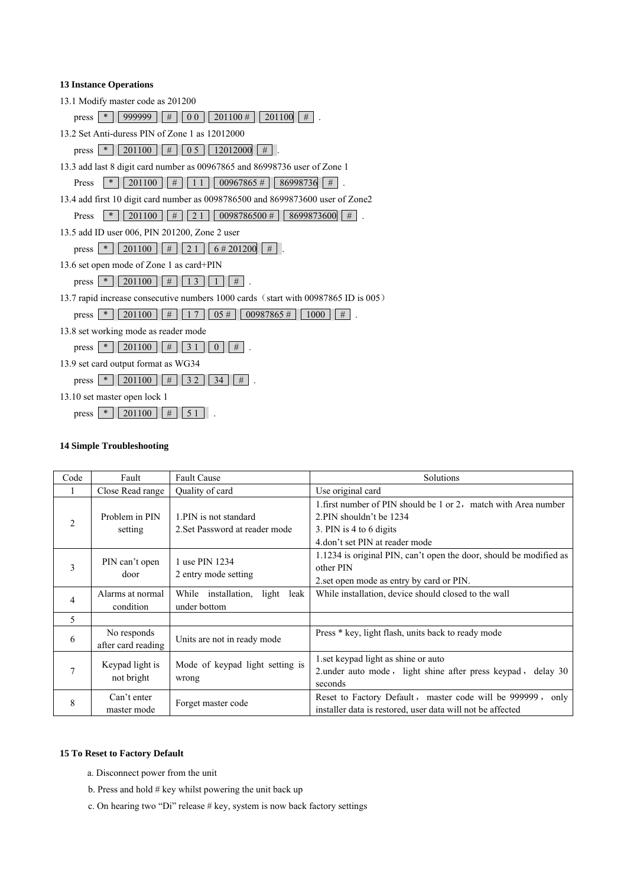### 13 Instance Operations

13.1 Modify master code as 201200

press [ * ] [ 999999 ] [ # ] [ 0 0 ] [ 201100 # ] [ 201100 ] [ # ] .

13.2 Set Anti-duress PIN of Zone 1 as 12012000

press [ * ] [ 201100 ] [ # ] [ 0 5 ] [ 12012000 ] [ # ] .

13.3 add last 8 digit card number as 00967865 and 86998736 user of Zone 1

Press [ * ] [ 201100 ] [ # ] [ 1 1 ] [ 00967865 # ] [ 86998736 ] [ # ] .

13.4 add first 10 digit card number as 0098786500 and 8699873600 user of Zone2

Press [ * ] [ 201100 ] [ # ] [ 2 1 ] [ 0098786500 # ] [ 8699873600 ] [ # ] .

13.5 add ID user 006, PIN 201200, Zone 2 user

press [ * ] [ 201100 ] [ # ] [ 2 1 ] [ 6 # 201200 ] [ # ] .

13.6 set open mode of Zone 1 as card+PIN

press [ * ] [ 201100 ] [ # ] [ 1 3 ] [ 1 ] [ # ] .

13.7 rapid increase consecutive numbers 1000 cards（start with 00987865 ID is 005）

press [ * ] [ 201100 ] [ # ] [ 1 7 ] [ 05 # ] [ 00987865 # ] [ 1000 ] [ # ] .

13.8 set working mode as reader mode

press [ * ] [ 201100 ] [ # ] [ 3 1 ] [ 0 ] [ # ] .

13.9 set card output format as WG34

press [ * ] [ 201100 ] [ # ] [ 3 2 ] [ 34 ] [ # ] .

13.10 set master open lock 1

press [ * ] [ 201100 ] [ # ] [ 5 1 ] .

### 14 Simple Troubleshooting

| Code | Fault | Fault Cause | Solutions |
|---|---|---|---|
| 1 | Close Read range | Quality of card | Use original card |
| 2 | Problem in PIN setting | 1.PIN is not standard<br>2.Set Password at reader mode | 1.first number of PIN should be 1 or 2，match with Area number<br>2.PIN shouldn't be 1234<br>3. PIN is 4 to 6 digits<br>4.don't set PIN at reader mode |
| 3 | PIN can't open door | 1 use PIN 1234<br>2 entry mode setting | 1.1234 is original PIN, can't open the door, should be modified as other PIN<br>2.set open mode as entry by card or PIN. |
| 4 | Alarms at normal condition | While installation, light leak under bottom | While installation, device should closed to the wall |
| 5 | | | |
| 6 | No responds after card reading | Units are not in ready mode | Press * key, light flash, units back to ready mode |
| 7 | Keypad light is not bright | Mode of keypad light setting is wrong | 1.set keypad light as shine or auto<br>2.under auto mode， light shine after press keypad， delay 30 seconds |
| 8 | Can't enter master mode | Forget master code | Reset to Factory Default， master code will be 999999， only installer data is restored, user data will not be affected |

### 15 To Reset to Factory Default

a. Disconnect power from the unit

b. Press and hold # key whilst powering the unit back up

c. On hearing two "Di" release # key, system is now back factory settings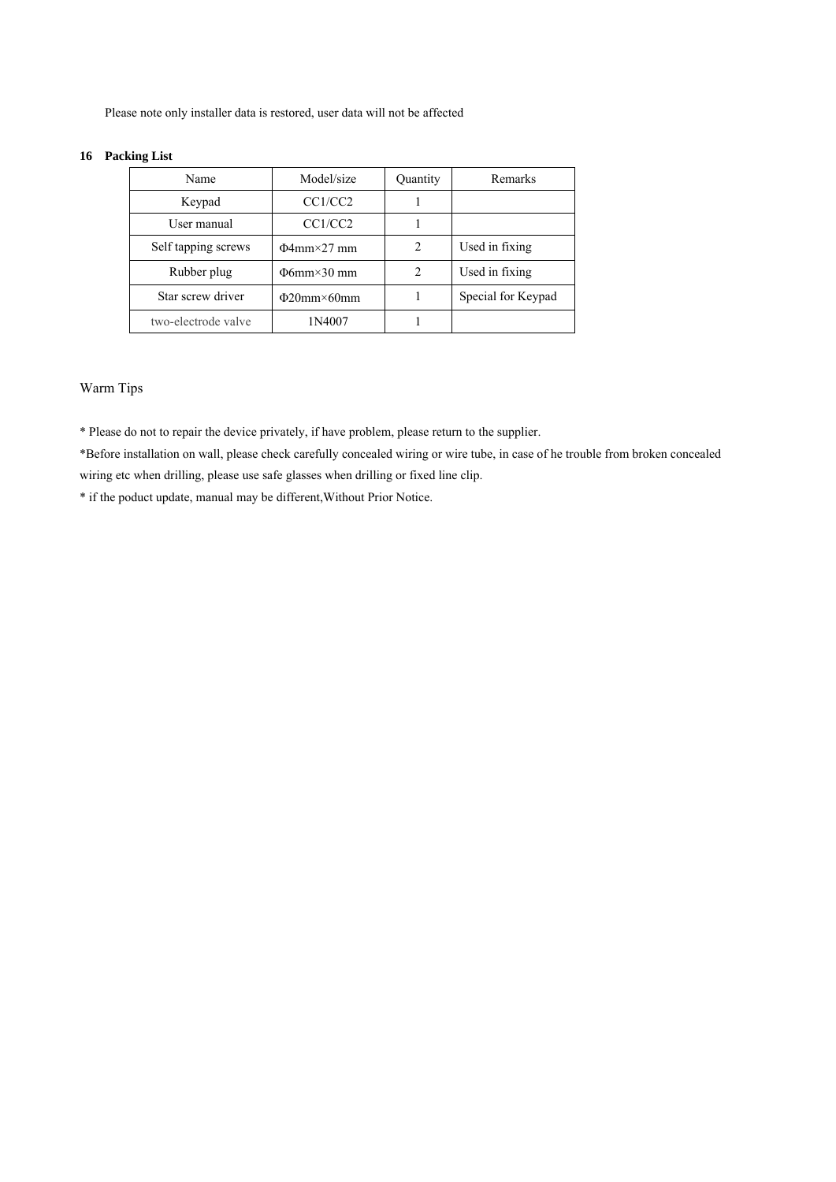Please note only installer data is restored, user data will not be affected

## 16 Packing List

| Name | Model/size | Quantity | Remarks |
|---|---|---|---|
| Keypad | CC1/CC2 | 1 | |
| User manual | CC1/CC2 | 1 | |
| Self tapping screws | Φ4mm×27 mm | 2 | Used in fixing |
| Rubber plug | Φ6mm×30 mm | 2 | Used in fixing |
| Star screw driver | Φ20mm×60mm | 1 | Special for Keypad |
| two-electrode valve | 1N4007 | 1 | |

## Warm Tips

* Please do not to repair the device privately, if have problem, please return to the supplier.

*Before installation on wall, please check carefully concealed wiring or wire tube, in case of he trouble from broken concealed wiring etc when drilling, please use safe glasses when drilling or fixed line clip.

* if the poduct update, manual may be different,Without Prior Notice.